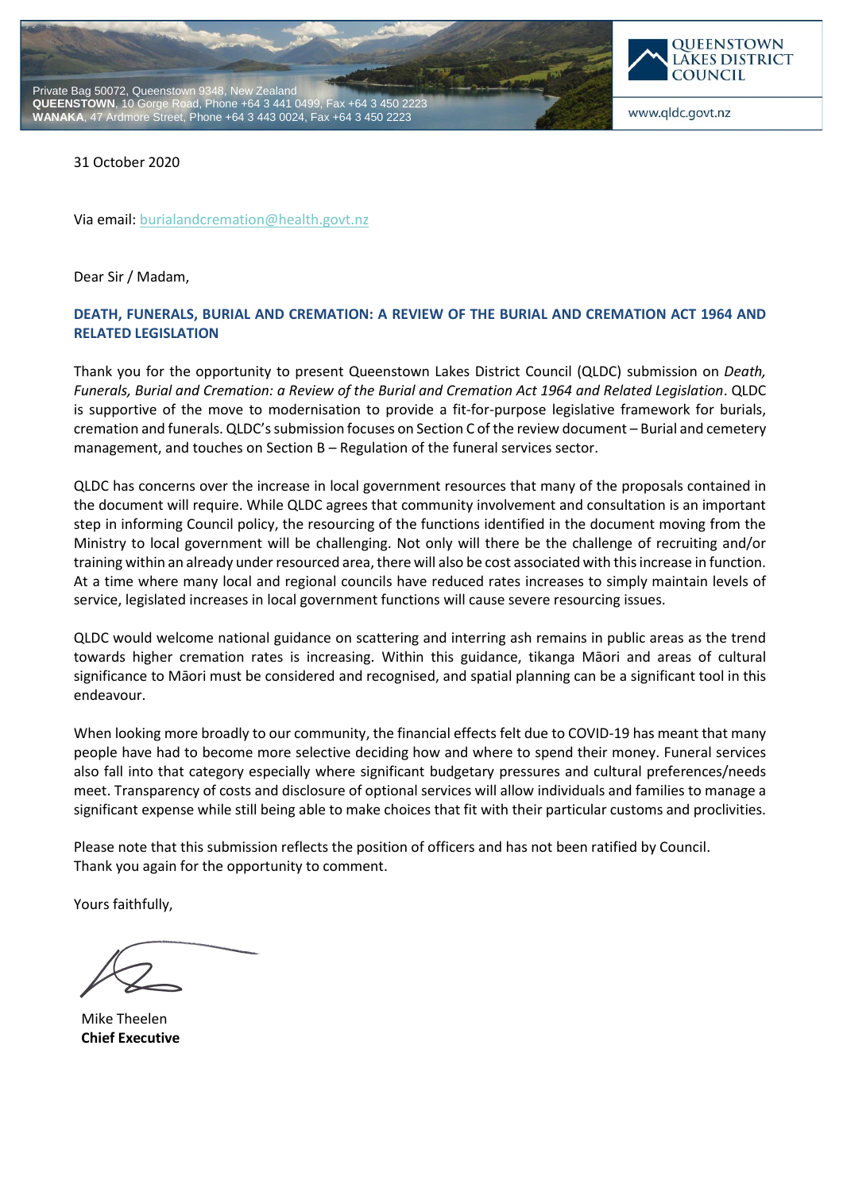Private Bag 50072, Queenstown 9348, New Zealand
**QUEENSTOWN**, 10 Gorge Road, Phone +64 3 441 0499, Fax +64 3 450 2223
**WANAKA**, 47 Ardmore Street, Phone +64 3 443 0024, Fax +64 3 450 2223

QUEENSTOWN LAKES DISTRICT COUNCIL

www.qldc.govt.nz

31 October 2020

Via email: burialandcremation@health.govt.nz

Dear Sir / Madam,

**DEATH, FUNERALS, BURIAL AND CREMATION: A REVIEW OF THE BURIAL AND CREMATION ACT 1964 AND RELATED LEGISLATION**

Thank you for the opportunity to present Queenstown Lakes District Council (QLDC) submission on *Death, Funerals, Burial and Cremation: a Review of the Burial and Cremation Act 1964 and Related Legislation*. QLDC is supportive of the move to modernisation to provide a fit-for-purpose legislative framework for burials, cremation and funerals. QLDC's submission focuses on Section C of the review document – Burial and cemetery management, and touches on Section B – Regulation of the funeral services sector.

QLDC has concerns over the increase in local government resources that many of the proposals contained in the document will require. While QLDC agrees that community involvement and consultation is an important step in informing Council policy, the resourcing of the functions identified in the document moving from the Ministry to local government will be challenging. Not only will there be the challenge of recruiting and/or training within an already under resourced area, there will also be cost associated with this increase in function. At a time where many local and regional councils have reduced rates increases to simply maintain levels of service, legislated increases in local government functions will cause severe resourcing issues.

QLDC would welcome national guidance on scattering and interring ash remains in public areas as the trend towards higher cremation rates is increasing. Within this guidance, tikanga Māori and areas of cultural significance to Māori must be considered and recognised, and spatial planning can be a significant tool in this endeavour.

When looking more broadly to our community, the financial effects felt due to COVID-19 has meant that many people have had to become more selective deciding how and where to spend their money. Funeral services also fall into that category especially where significant budgetary pressures and cultural preferences/needs meet. Transparency of costs and disclosure of optional services will allow individuals and families to manage a significant expense while still being able to make choices that fit with their particular customs and proclivities.

Please note that this submission reflects the position of officers and has not been ratified by Council.
Thank you again for the opportunity to comment.

Yours faithfully,

Mike Theelen
**Chief Executive**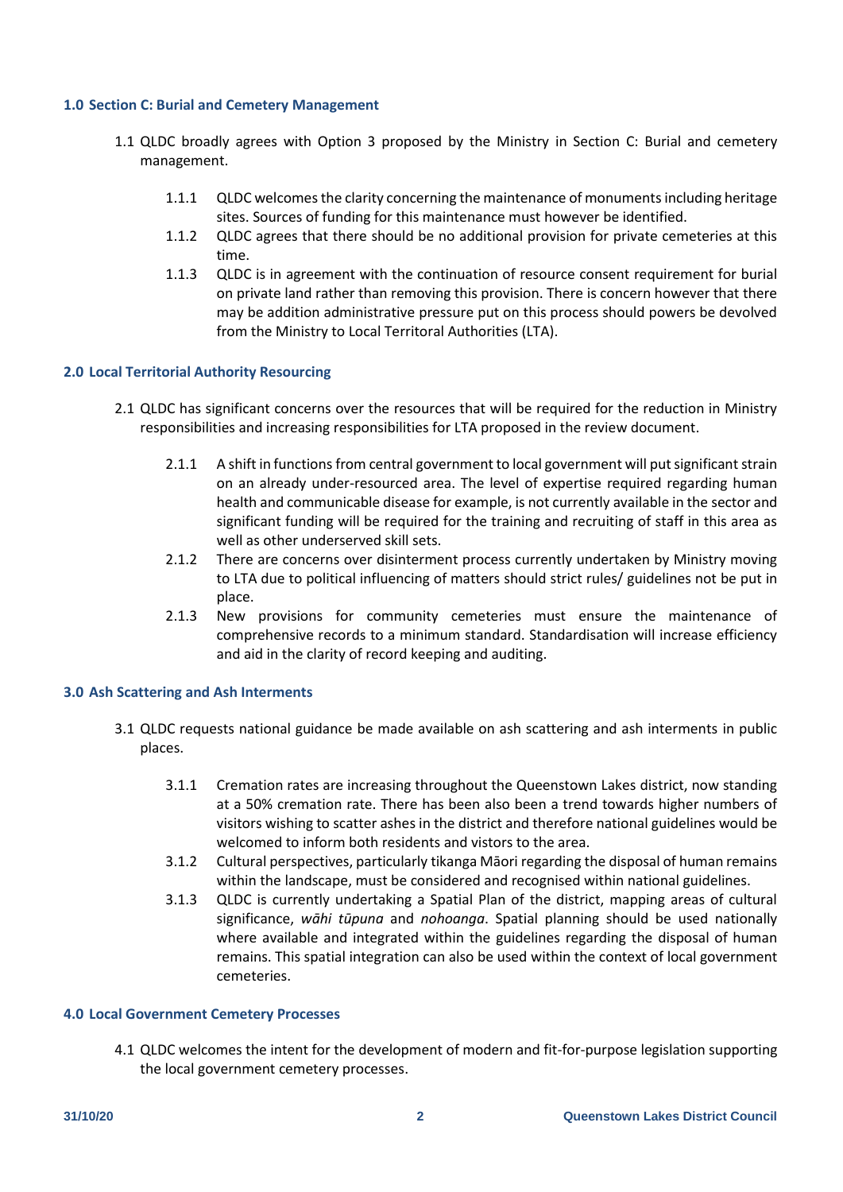## 1.0 Section C: Burial and Cemetery Management

1.1 QLDC broadly agrees with Option 3 proposed by the Ministry in Section C: Burial and cemetery management.

- 1.1.1 QLDC welcomes the clarity concerning the maintenance of monuments including heritage sites. Sources of funding for this maintenance must however be identified.
- 1.1.2 QLDC agrees that there should be no additional provision for private cemeteries at this time.
- 1.1.3 QLDC is in agreement with the continuation of resource consent requirement for burial on private land rather than removing this provision. There is concern however that there may be addition administrative pressure put on this process should powers be devolved from the Ministry to Local Territoral Authorities (LTA).

## 2.0 Local Territorial Authority Resourcing

2.1 QLDC has significant concerns over the resources that will be required for the reduction in Ministry responsibilities and increasing responsibilities for LTA proposed in the review document.

- 2.1.1 A shift in functions from central government to local government will put significant strain on an already under-resourced area. The level of expertise required regarding human health and communicable disease for example, is not currently available in the sector and significant funding will be required for the training and recruiting of staff in this area as well as other underserved skill sets.
- 2.1.2 There are concerns over disinterment process currently undertaken by Ministry moving to LTA due to political influencing of matters should strict rules/ guidelines not be put in place.
- 2.1.3 New provisions for community cemeteries must ensure the maintenance of comprehensive records to a minimum standard. Standardisation will increase efficiency and aid in the clarity of record keeping and auditing.

## 3.0 Ash Scattering and Ash Interments

3.1 QLDC requests national guidance be made available on ash scattering and ash interments in public places.

- 3.1.1 Cremation rates are increasing throughout the Queenstown Lakes district, now standing at a 50% cremation rate. There has been also been a trend towards higher numbers of visitors wishing to scatter ashes in the district and therefore national guidelines would be welcomed to inform both residents and vistors to the area.
- 3.1.2 Cultural perspectives, particularly tikanga Māori regarding the disposal of human remains within the landscape, must be considered and recognised within national guidelines.
- 3.1.3 QLDC is currently undertaking a Spatial Plan of the district, mapping areas of cultural significance, *wāhi tūpuna* and *nohoanga*. Spatial planning should be used nationally where available and integrated within the guidelines regarding the disposal of human remains. This spatial integration can also be used within the context of local government cemeteries.

## 4.0 Local Government Cemetery Processes

4.1 QLDC welcomes the intent for the development of modern and fit-for-purpose legislation supporting the local government cemetery processes.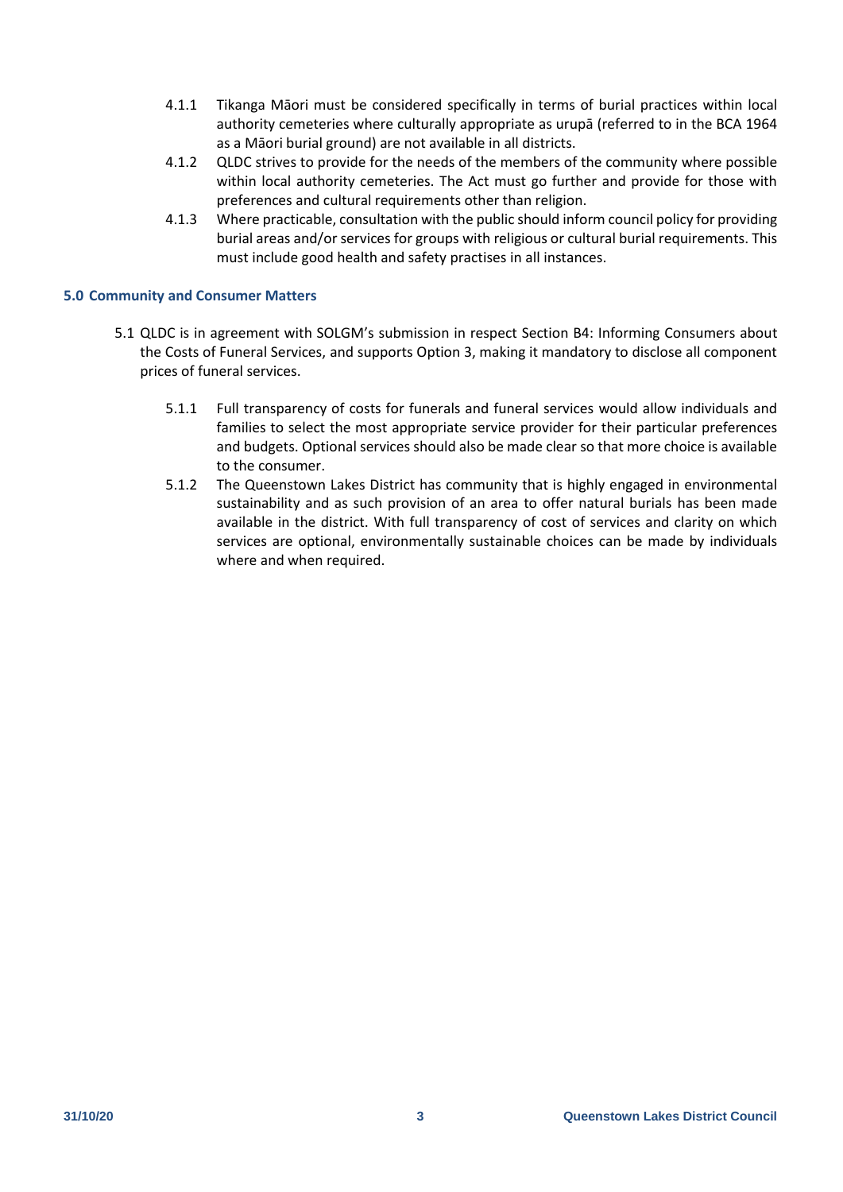4.1.1 Tikanga Māori must be considered specifically in terms of burial practices within local authority cemeteries where culturally appropriate as urupā (referred to in the BCA 1964 as a Māori burial ground) are not available in all districts.

4.1.2 QLDC strives to provide for the needs of the members of the community where possible within local authority cemeteries. The Act must go further and provide for those with preferences and cultural requirements other than religion.

4.1.3 Where practicable, consultation with the public should inform council policy for providing burial areas and/or services for groups with religious or cultural burial requirements. This must include good health and safety practises in all instances.

### 5.0 Community and Consumer Matters

5.1 QLDC is in agreement with SOLGM's submission in respect Section B4: Informing Consumers about the Costs of Funeral Services, and supports Option 3, making it mandatory to disclose all component prices of funeral services.

5.1.1 Full transparency of costs for funerals and funeral services would allow individuals and families to select the most appropriate service provider for their particular preferences and budgets. Optional services should also be made clear so that more choice is available to the consumer.

5.1.2 The Queenstown Lakes District has community that is highly engaged in environmental sustainability and as such provision of an area to offer natural burials has been made available in the district. With full transparency of cost of services and clarity on which services are optional, environmentally sustainable choices can be made by individuals where and when required.